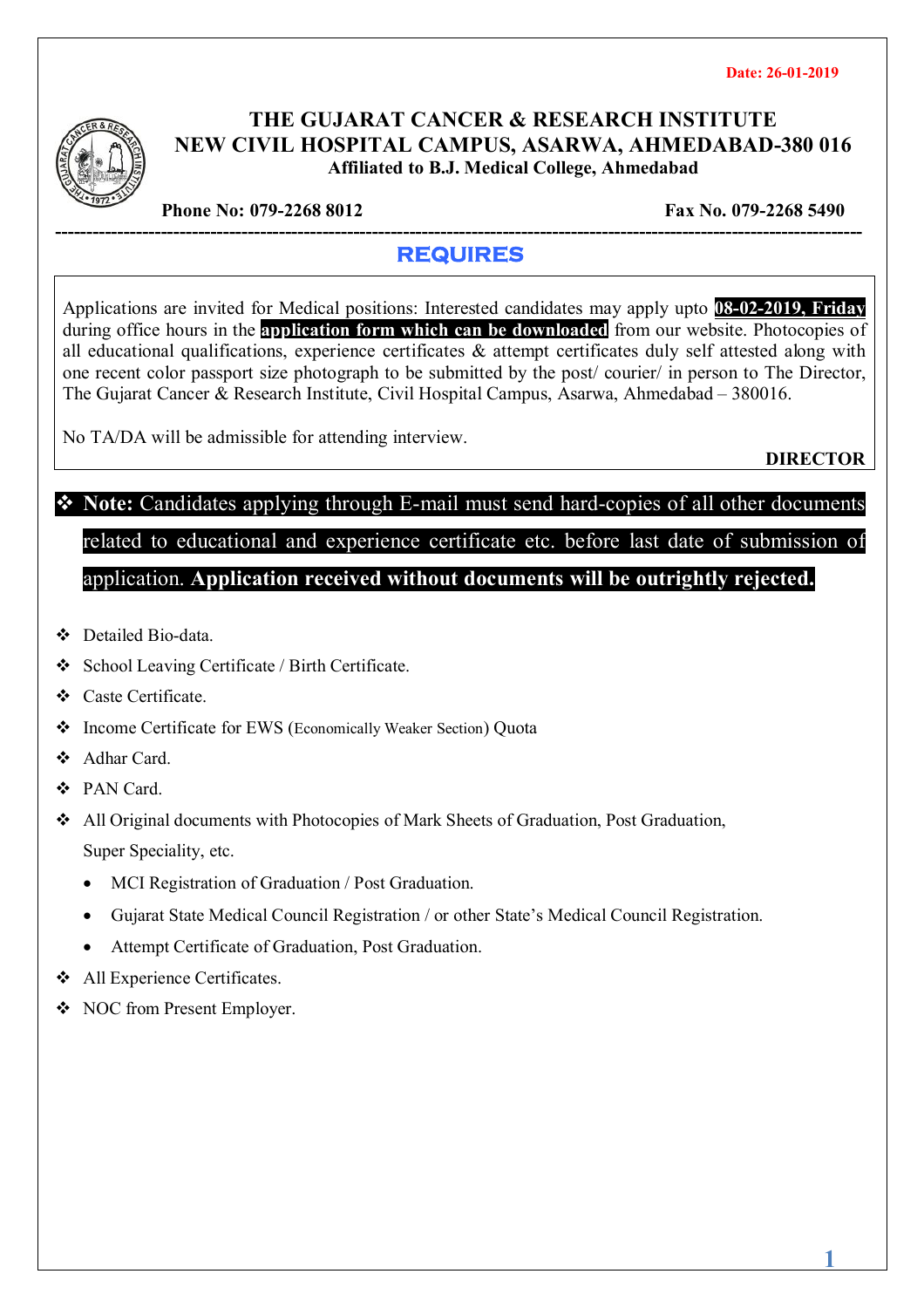Date: 26-01-2019

# THE GUJARAT CANCER & RESEARCH INSTITUTE
## NEW CIVIL HOSPITAL CAMPUS, ASARWA, AHMEDABAD-380 016
**Affiliated to B.J. Medical College, Ahmedabad**

**Phone No: 079-2268 8012** **Fax No. 079-2268 5490**

---

## REQUIRES

Applications are invited for Medical positions: Interested candidates may apply upto **08-02-2019, Friday** during office hours in the **application form which can be downloaded** from our website. Photocopies of all educational qualifications, experience certificates & attempt certificates duly self attested along with one recent color passport size photograph to be submitted by the post/ courier/ in person to The Director, The Gujarat Cancer & Research Institute, Civil Hospital Campus, Asarwa, Ahmedabad – 380016.

No TA/DA will be admissible for attending interview.

**DIRECTOR**

- **Note:** Candidates applying through E-mail must send hard-copies of all other documents related to educational and experience certificate etc. before last date of submission of application. **Application received without documents will be outrightly rejected.**

- Detailed Bio-data.
- School Leaving Certificate / Birth Certificate.
- Caste Certificate.
- Income Certificate for EWS (Economically Weaker Section) Quota
- Adhar Card.
- PAN Card.
- All Original documents with Photocopies of Mark Sheets of Graduation, Post Graduation, Super Speciality, etc.
  - MCI Registration of Graduation / Post Graduation.
  - Gujarat State Medical Council Registration / or other State's Medical Council Registration.
  - Attempt Certificate of Graduation, Post Graduation.
- All Experience Certificates.
- NOC from Present Employer.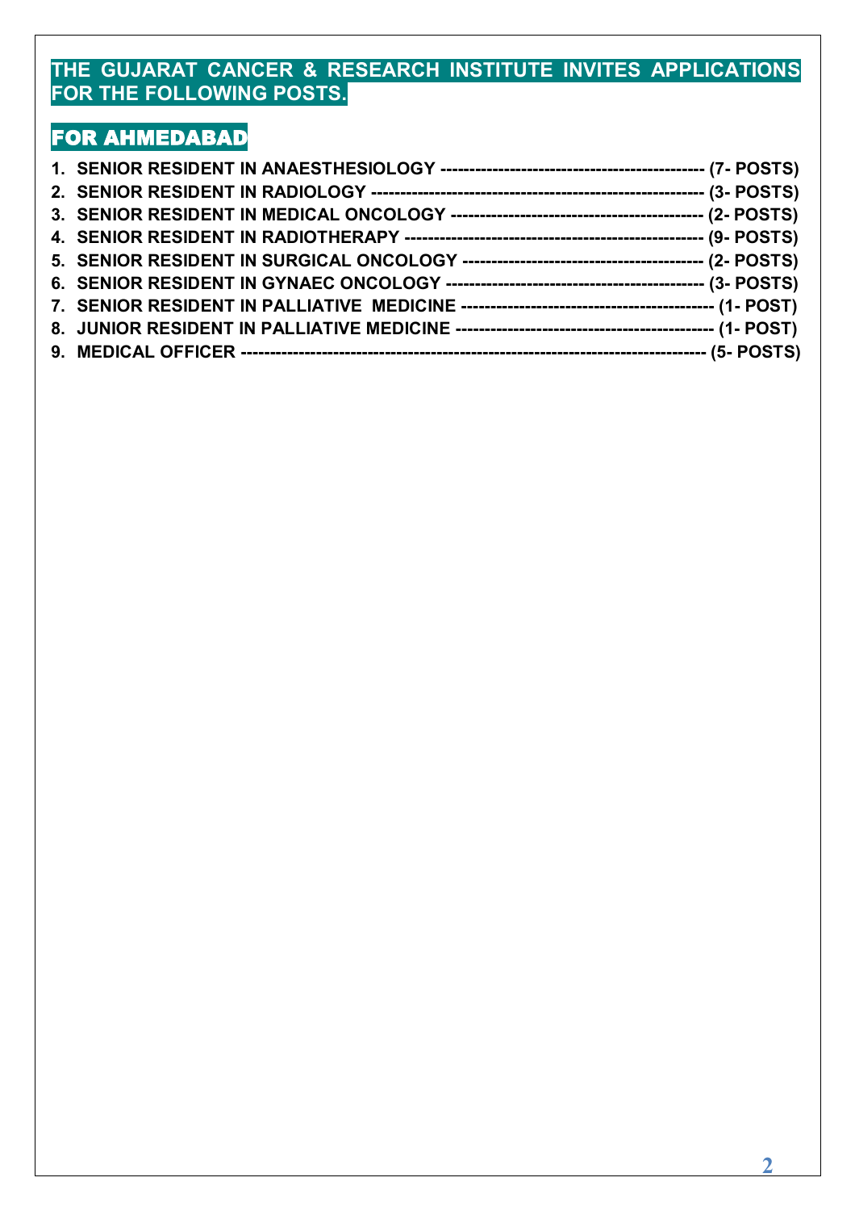## THE GUJARAT CANCER & RESEARCH INSTITUTE INVITES APPLICATIONS FOR THE FOLLOWING POSTS.

## FOR AHMEDABAD

1. **SENIOR RESIDENT IN ANAESTHESIOLOGY --------------------------------------------- (7- POSTS)**
2. **SENIOR RESIDENT IN RADIOLOGY ------------------------------------------------------- (3- POSTS)**
3. **SENIOR RESIDENT IN MEDICAL ONCOLOGY ------------------------------------------- (2- POSTS)**
4. **SENIOR RESIDENT IN RADIOTHERAPY -------------------------------------------------- (9- POSTS)**
5. **SENIOR RESIDENT IN SURGICAL ONCOLOGY ----------------------------------------- (2- POSTS)**
6. **SENIOR RESIDENT IN GYNAEC ONCOLOGY -------------------------------------------- (3- POSTS)**
7. **SENIOR RESIDENT IN PALLIATIVE MEDICINE ------------------------------------------ (1- POST)**
8. **JUNIOR RESIDENT IN PALLIATIVE MEDICINE ------------------------------------------- (1- POST)**
9. **MEDICAL OFFICER ------------------------------------------------------------------------------ (5- POSTS)**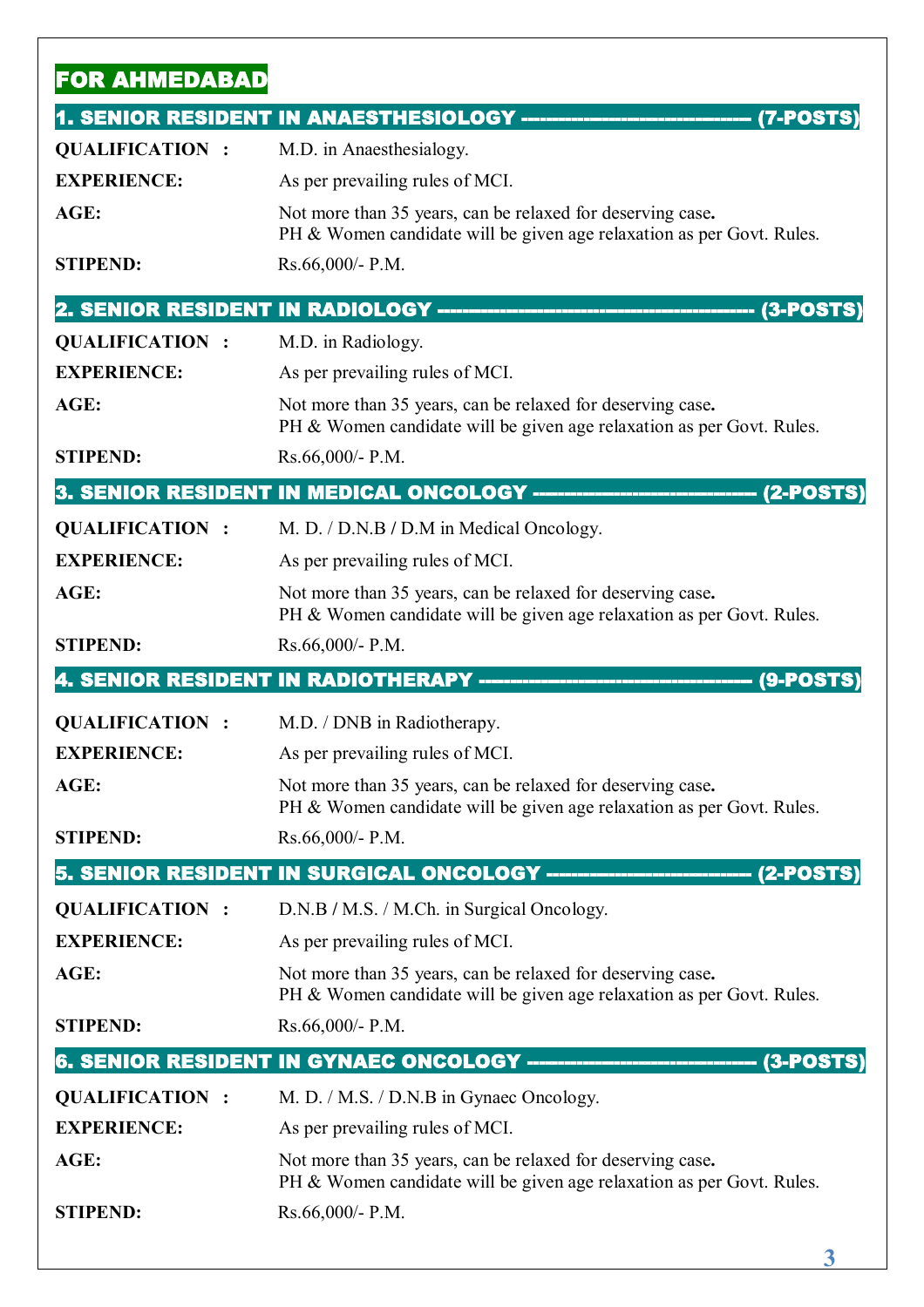## FOR AHMEDABAD

### 1. SENIOR RESIDENT IN ANAESTHESIOLOGY ---------------------------------- (7-POSTS)

**QUALIFICATION :** M.D. in Anaesthesialogy.

**EXPERIENCE:** As per prevailing rules of MCI.

**AGE:** Not more than 35 years, can be relaxed for deserving case.
PH & Women candidate will be given age relaxation as per Govt. Rules.

**STIPEND:** Rs.66,000/- P.M.

### 2. SENIOR RESIDENT IN RADIOLOGY ---------------------------------------------- (3-POSTS)

**QUALIFICATION :** M.D. in Radiology.

**EXPERIENCE:** As per prevailing rules of MCI.

**AGE:** Not more than 35 years, can be relaxed for deserving case.
PH & Women candidate will be given age relaxation as per Govt. Rules.

**STIPEND:** Rs.66,000/- P.M.

### 3. SENIOR RESIDENT IN MEDICAL ONCOLOGY ------------------------------ (2-POSTS)

**QUALIFICATION :** M. D. / D.N.B / D.M in Medical Oncology.

**EXPERIENCE:** As per prevailing rules of MCI.

**AGE:** Not more than 35 years, can be relaxed for deserving case.
PH & Women candidate will be given age relaxation as per Govt. Rules.

**STIPEND:** Rs.66,000/- P.M.

### 4. SENIOR RESIDENT IN RADIOTHERAPY ---------------------------------------- (9-POSTS)

**QUALIFICATION :** M.D. / DNB in Radiotherapy.

**EXPERIENCE:** As per prevailing rules of MCI.

**AGE:** Not more than 35 years, can be relaxed for deserving case.
PH & Women candidate will be given age relaxation as per Govt. Rules.

**STIPEND:** Rs.66,000/- P.M.

### 5. SENIOR RESIDENT IN SURGICAL ONCOLOGY ---------------------------- (2-POSTS)

**QUALIFICATION :** D.N.B / M.S. / M.Ch. in Surgical Oncology.

**EXPERIENCE:** As per prevailing rules of MCI.

**AGE:** Not more than 35 years, can be relaxed for deserving case.
PH & Women candidate will be given age relaxation as per Govt. Rules.

**STIPEND:** Rs.66,000/- P.M.

### 6. SENIOR RESIDENT IN GYNAEC ONCOLOGY -------------------------------- (3-POSTS)

**QUALIFICATION :** M. D. / M.S. / D.N.B in Gynaec Oncology.

**EXPERIENCE:** As per prevailing rules of MCI.

**AGE:** Not more than 35 years, can be relaxed for deserving case.
PH & Women candidate will be given age relaxation as per Govt. Rules.

**STIPEND:** Rs.66,000/- P.M.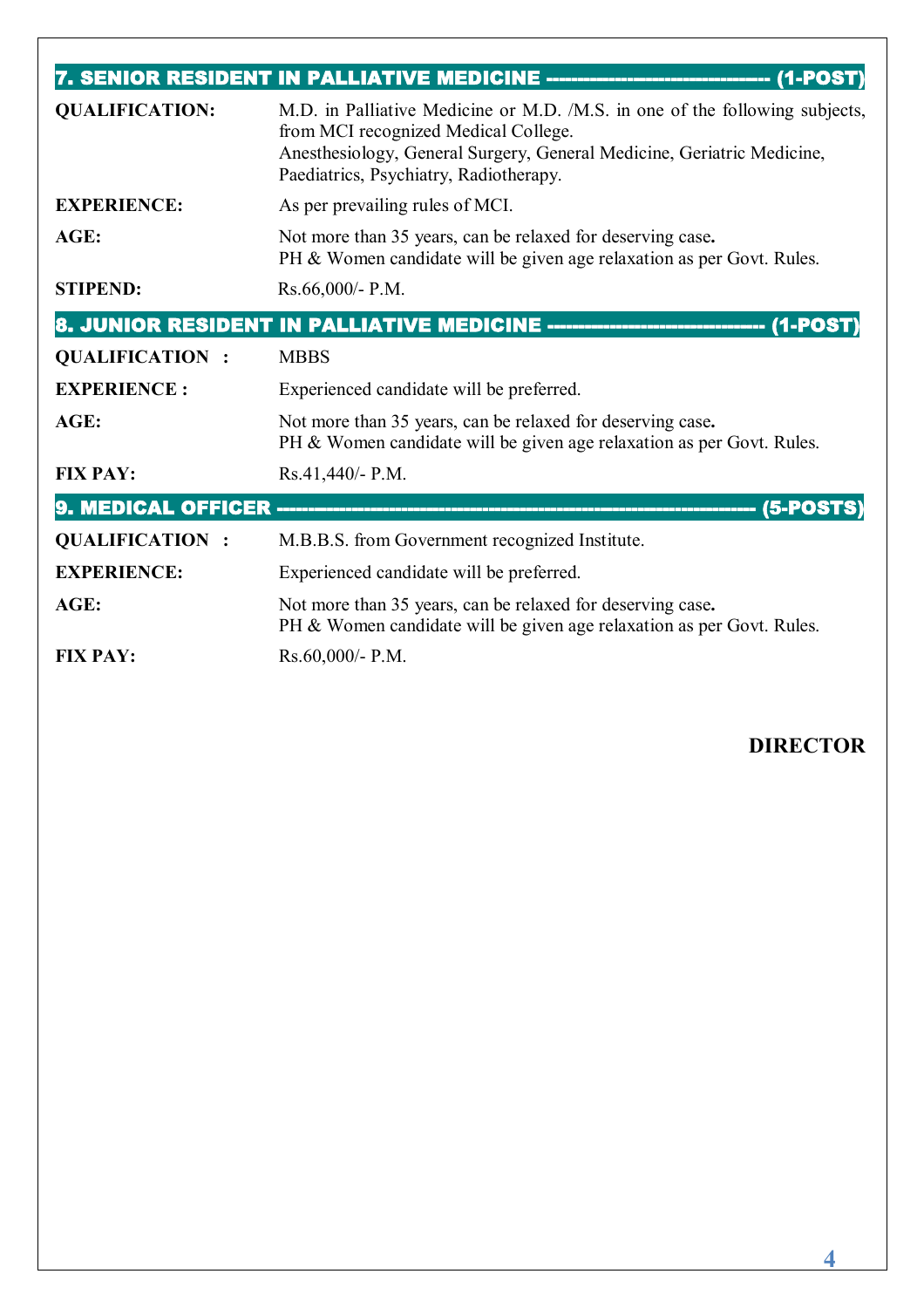## 7. SENIOR RESIDENT IN PALLIATIVE MEDICINE ---------------------------------- (1-POST)

| | |
|---|---|
| **QUALIFICATION:** | M.D. in Palliative Medicine or M.D. /M.S. in one of the following subjects, from MCI recognized Medical College. Anesthesiology, General Surgery, General Medicine, Geriatric Medicine, Paediatrics, Psychiatry, Radiotherapy. |
| **EXPERIENCE:** | As per prevailing rules of MCI. |
| **AGE:** | Not more than 35 years, can be relaxed for deserving case. PH & Women candidate will be given age relaxation as per Govt. Rules. |
| **STIPEND:** | Rs.66,000/- P.M. |

## 8. JUNIOR RESIDENT IN PALLIATIVE MEDICINE ------------------------------- (1-POST)

| | |
|---|---|
| **QUALIFICATION :** | MBBS |
| **EXPERIENCE :** | Experienced candidate will be preferred. |
| **AGE:** | Not more than 35 years, can be relaxed for deserving case. PH & Women candidate will be given age relaxation as per Govt. Rules. |
| **FIX PAY:** | Rs.41,440/- P.M. |

## 9. MEDICAL OFFICER -------------------------------------------------------------------------- (5-POSTS)

| | |
|---|---|
| **QUALIFICATION :** | M.B.B.S. from Government recognized Institute. |
| **EXPERIENCE:** | Experienced candidate will be preferred. |
| **AGE:** | Not more than 35 years, can be relaxed for deserving case. PH & Women candidate will be given age relaxation as per Govt. Rules. |
| **FIX PAY:** | Rs.60,000/- P.M. |

**DIRECTOR**